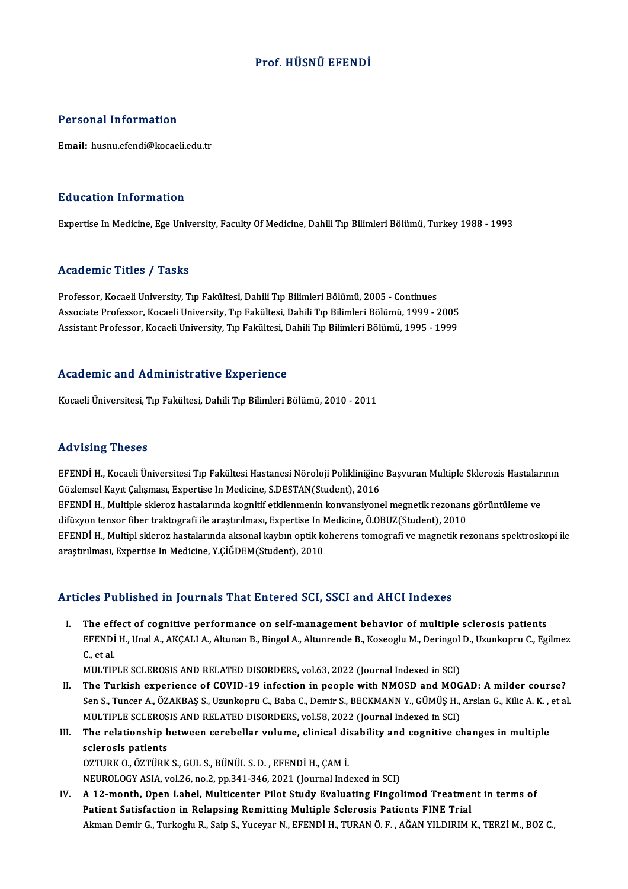# Prof. HÜSNÜ EFENDİ

## Personal Information

**Email:** husnu.efendi@kocaeli.edu.tr

## Education Information

Expertise In Medicine, Ege University, Faculty Of Medicine, Dahili Tıp Bilimleri Bölümü, Turkey 1988 - 1993

## Academic Titles / Tasks

Professor, Kocaeli University, Tıp Fakültesi, Dahili Tıp Bilimleri Bölümü, 2005 - Continues
Associate Professor, Kocaeli University, Tıp Fakültesi, Dahili Tıp Bilimleri Bölümü, 1999 - 2005
Assistant Professor, Kocaeli University, Tıp Fakültesi, Dahili Tıp Bilimleri Bölümü, 1995 - 1999

## Academic and Administrative Experience

Kocaeli Üniversitesi, Tıp Fakültesi, Dahili Tıp Bilimleri Bölümü, 2010 - 2011

## Advising Theses

EFENDİ H., Kocaeli Üniversitesi Tıp Fakültesi Hastanesi Nöroloji Polikliniğine Başvuran Multiple Sklerozis Hastalarının Gözlemsel Kayıt Çalışması, Expertise In Medicine, S.DESTAN(Student), 2016
EFENDİ H., Multiple skleroz hastalarında kognitif etkilenmenin konvansiyonel megnetik rezonans görüntüleme ve difüzyon tensor fiber traktografi ile araştırılması, Expertise In Medicine, Ö.OBUZ(Student), 2010
EFENDİ H., Multipl skleroz hastalarında aksonal kaybın optik koherens tomografi ve magnetik rezonans spektroskopi ile araştırılması, Expertise In Medicine, Y.ÇİĞDEM(Student), 2010

## Articles Published in Journals That Entered SCI, SSCI and AHCI Indexes

I. **The effect of cognitive performance on self-management behavior of multiple sclerosis patients**
EFENDİ H., Unal A., AKÇALI A., Altunan B., Bingol A., Altunrende B., Koseoglu M., Deringol D., Uzunkopru C., Egilmez C., et al.
MULTIPLE SCLEROSIS AND RELATED DISORDERS, vol.63, 2022 (Journal Indexed in SCI)

II. **The Turkish experience of COVID-19 infection in people with NMOSD and MOGAD: A milder course?**
Sen S., Tuncer A., ÖZAKBAŞ S., Uzunkopru C., Baba C., Demir S., BECKMANN Y., GÜMÜŞ H., Arslan G., Kilic A. K. , et al.
MULTIPLE SCLEROSIS AND RELATED DISORDERS, vol.58, 2022 (Journal Indexed in SCI)

III. **The relationship between cerebellar volume, clinical disability and cognitive changes in multiple sclerosis patients**
OZTURK O., ÖZTÜRK S., GUL S., BÜNÜL S. D. , EFENDİ H., ÇAM İ.
NEUROLOGY ASIA, vol.26, no.2, pp.341-346, 2021 (Journal Indexed in SCI)

IV. **A 12-month, Open Label, Multicenter Pilot Study Evaluating Fingolimod Treatment in terms of Patient Satisfaction in Relapsing Remitting Multiple Sclerosis Patients FINE Trial**
Akman Demir G., Turkoglu R., Saip S., Yuceyar N., EFENDİ H., TURAN Ö. F. , AĞAN YILDIRIM K., TERZİ M., BOZ C.,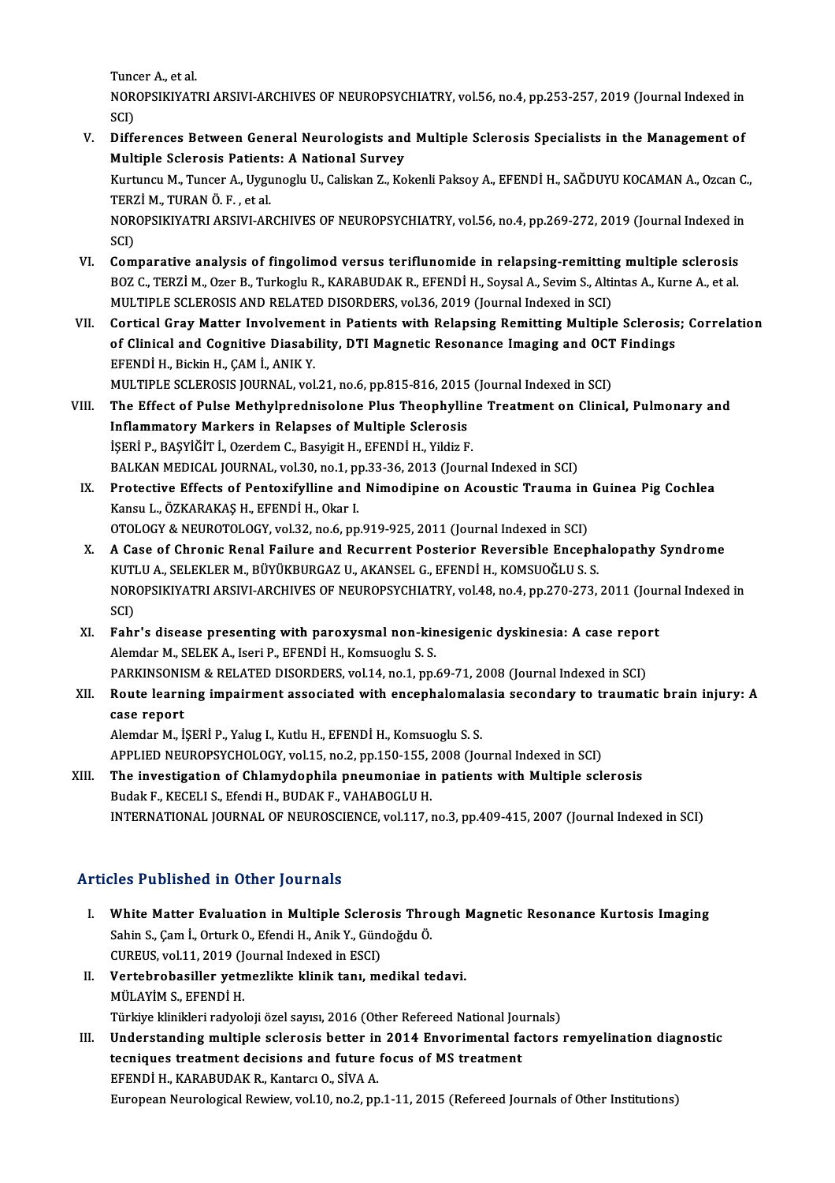Tuncer A., et al.
NOROPSIKIYATRI ARSIVI-ARCHIVES OF NEUROPSYCHIATRY, vol.56, no.4, pp.253-257, 2019 (Journal Indexed in SCI)

V. **Differences Between General Neurologists and Multiple Sclerosis Specialists in the Management of Multiple Sclerosis Patients: A National Survey**
Kurtuncu M., Tuncer A., Uygunoglu U., Caliskan Z., Kokenli Paksoy A., EFENDİ H., SAĞDUYU KOCAMAN A., Ozcan C., TERZİ M., TURAN Ö. F. , et al.
NOROPSIKIYATRI ARSIVI-ARCHIVES OF NEUROPSYCHIATRY, vol.56, no.4, pp.269-272, 2019 (Journal Indexed in SCI)

VI. **Comparative analysis of fingolimod versus teriflunomide in relapsing-remitting multiple sclerosis**
BOZ C., TERZİ M., Ozer B., Turkoglu R., KARABUDAK R., EFENDİ H., Soysal A., Sevim S., Altintas A., Kurne A., et al.
MULTIPLE SCLEROSIS AND RELATED DISORDERS, vol.36, 2019 (Journal Indexed in SCI)

VII. **Cortical Gray Matter Involvement in Patients with Relapsing Remitting Multiple Sclerosis; Correlation of Clinical and Cognitive Diasability, DTI Magnetic Resonance Imaging and OCT Findings**
EFENDİ H., Bickin H., ÇAM İ., ANIK Y.
MULTIPLE SCLEROSIS JOURNAL, vol.21, no.6, pp.815-816, 2015 (Journal Indexed in SCI)

VIII. **The Effect of Pulse Methylprednisolone Plus Theophylline Treatment on Clinical, Pulmonary and Inflammatory Markers in Relapses of Multiple Sclerosis**
İŞERİ P., BAŞYİĞİT İ., Ozerdem C., Basyigit H., EFENDİ H., Yildiz F.
BALKAN MEDICAL JOURNAL, vol.30, no.1, pp.33-36, 2013 (Journal Indexed in SCI)

IX. **Protective Effects of Pentoxifylline and Nimodipine on Acoustic Trauma in Guinea Pig Cochlea**
Kansu L., ÖZKARAKAŞ H., EFENDİ H., Okar I.
OTOLOGY & NEUROTOLOGY, vol.32, no.6, pp.919-925, 2011 (Journal Indexed in SCI)

X. **A Case of Chronic Renal Failure and Recurrent Posterior Reversible Encephalopathy Syndrome**
KUTLU A., SELEKLER M., BÜYÜKBURGAZ U., AKANSEL G., EFENDİ H., KOMSUOĞLU S. S.
NOROPSIKIYATRI ARSIVI-ARCHIVES OF NEUROPSYCHIATRY, vol.48, no.4, pp.270-273, 2011 (Journal Indexed in SCI)

XI. **Fahr's disease presenting with paroxysmal non-kinesigenic dyskinesia: A case report**
Alemdar M., SELEK A., Iseri P., EFENDİ H., Komsuoglu S. S.
PARKINSONISM & RELATED DISORDERS, vol.14, no.1, pp.69-71, 2008 (Journal Indexed in SCI)

XII. **Route learning impairment associated with encephalomalasia secondary to traumatic brain injury: A case report**
Alemdar M., İŞERİ P., Yalug I., Kutlu H., EFENDİ H., Komsuoglu S. S.
APPLIED NEUROPSYCHOLOGY, vol.15, no.2, pp.150-155, 2008 (Journal Indexed in SCI)

XIII. **The investigation of Chlamydophila pneumoniae in patients with Multiple sclerosis**
Budak F., KECELI S., Efendi H., BUDAK F., VAHABOGLU H.
INTERNATIONAL JOURNAL OF NEUROSCIENCE, vol.117, no.3, pp.409-415, 2007 (Journal Indexed in SCI)

## Articles Published in Other Journals

I. **White Matter Evaluation in Multiple Sclerosis Through Magnetic Resonance Kurtosis Imaging**
Sahin S., Çam İ., Orturk O., Efendi H., Anik Y., Gündoğdu Ö.
CUREUS, vol.11, 2019 (Journal Indexed in ESCI)

II. **Vertebrobasiller yetmezlikte klinik tanı, medikal tedavi.**
MÜLAYİM S., EFENDİ H.
Türkiye klinikleri radyoloji özel sayısı, 2016 (Other Refereed National Journals)

III. **Understanding multiple sclerosis better in 2014 Envorimental factors remyelination diagnostic tecniques treatment decisions and future focus of MS treatment**
EFENDİ H., KARABUDAK R., Kantarcı O., SİVA A.
European Neurological Rewiew, vol.10, no.2, pp.1-11, 2015 (Refereed Journals of Other Institutions)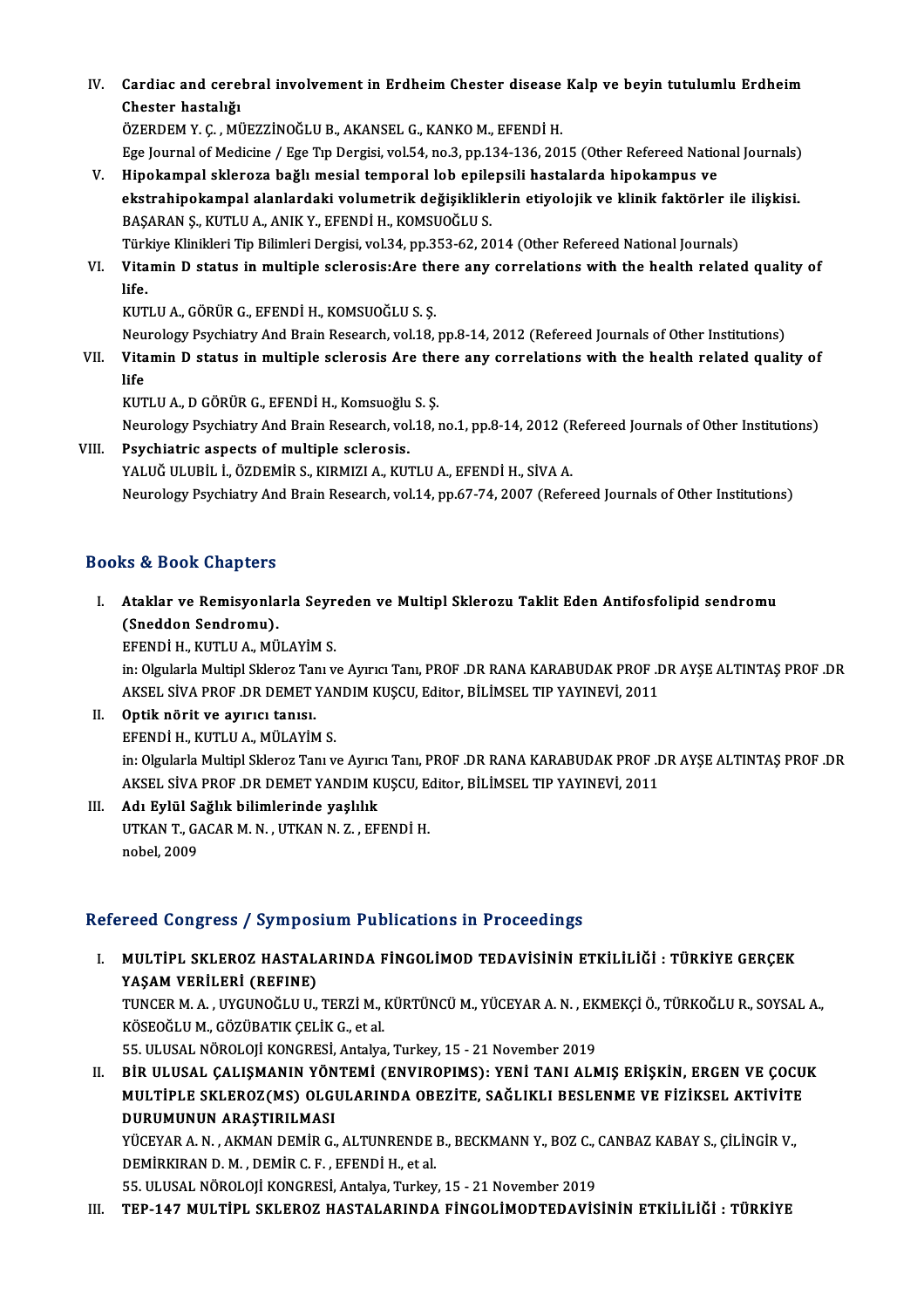IV. **Cardiac and cerebral involvement in Erdheim Chester disease Kalp ve beyin tutulumlu Erdheim Chester hastalığı**
ÖZERDEM Y. Ç. , MÜEZZİNOĞLU B., AKANSEL G., KANKO M., EFENDİ H.
Ege Journal of Medicine / Ege Tıp Dergisi, vol.54, no.3, pp.134-136, 2015 (Other Refereed National Journals)

V. **Hipokampal skleroza bağlı mesial temporal lob epilepsili hastalarda hipokampus ve ekstrahipokampal alanlardaki volumetrik değişikliklerin etiyolojik ve klinik faktörler ile ilişkisi.**
BAŞARAN Ş., KUTLU A., ANIK Y., EFENDİ H., KOMSUOĞLU S.
Türkiye Klinikleri Tip Bilimleri Dergisi, vol.34, pp.353-62, 2014 (Other Refereed National Journals)

VI. **Vitamin D status in multiple sclerosis:Are there any correlations with the health related quality of life.**
KUTLU A., GÖRÜR G., EFENDİ H., KOMSUOĞLU S. Ş.
Neurology Psychiatry And Brain Research, vol.18, pp.8-14, 2012 (Refereed Journals of Other Institutions)

VII. **Vitamin D status in multiple sclerosis Are there any correlations with the health related quality of life**
KUTLU A., D GÖRÜR G., EFENDİ H., Komsuoğlu S. Ş.
Neurology Psychiatry And Brain Research, vol.18, no.1, pp.8-14, 2012 (Refereed Journals of Other Institutions)

VIII. **Psychiatric aspects of multiple sclerosis.**
YALUĞ ULUBİL İ., ÖZDEMİR S., KIRMIZI A., KUTLU A., EFENDİ H., SİVA A.
Neurology Psychiatry And Brain Research, vol.14, pp.67-74, 2007 (Refereed Journals of Other Institutions)

## Books & Book Chapters

I. **Ataklar ve Remisyonlarla Seyreden ve Multipl Sklerozu Taklit Eden Antifosfolipid sendromu (Sneddon Sendromu).**
EFENDİ H., KUTLU A., MÜLAYİM S.
in: Olgularla Multipl Skleroz Tanı ve Ayırıcı Tanı, PROF .DR RANA KARABUDAK PROF .DR AYŞE ALTINTAŞ PROF .DR AKSEL SİVA PROF .DR DEMET YANDIM KUŞCU, Editor, BİLİMSEL TIP YAYINEVİ, 2011

II. **Optik nörit ve ayırıcı tanısı.**
EFENDİ H., KUTLU A., MÜLAYİM S.
in: Olgularla Multipl Skleroz Tanı ve Ayırıcı Tanı, PROF .DR RANA KARABUDAK PROF .DR AYŞE ALTINTAŞ PROF .DR AKSEL SİVA PROF .DR DEMET YANDIM KUŞCU, Editor, BİLİMSEL TIP YAYINEVİ, 2011

III. **Adı Eylül Sağlık bilimlerinde yaşlılık**
UTKAN T., GACAR M. N. , UTKAN N. Z. , EFENDİ H.
nobel, 2009

## Refereed Congress / Symposium Publications in Proceedings

I. **MULTİPL SKLEROZ HASTALARINDA FİNGOLİMOD TEDAVİSİNİN ETKİLİLİĞİ : TÜRKİYE GERÇEK YAŞAM VERİLERİ (REFINE)**
TUNCER M. A. , UYGUNOĞLU U., TERZİ M., KÜRTÜNCÜ M., YÜCEYAR A. N. , EKMEKÇİ Ö., TÜRKOĞLU R., SOYSAL A., KÖSEOĞLU M., GÖZÜBATIK ÇELİK G., et al.
55. ULUSAL NÖROLOJİ KONGRESİ, Antalya, Turkey, 15 - 21 November 2019

II. **BİR ULUSAL ÇALIŞMANIN YÖNTEMİ (ENVIROPIMS): YENİ TANI ALMIŞ ERİŞKİN, ERGEN VE ÇOCUK MULTİPLE SKLEROZ(MS) OLGULARINDA OBEZİTE, SAĞLIKLI BESLENME VE FİZİKSEL AKTİVİTE DURUMUNUN ARAŞTIRILMASI**
YÜCEYAR A. N. , AKMAN DEMİR G., ALTUNRENDE B., BECKMANN Y., BOZ C., CANBAZ KABAY S., ÇİLİNGİR V., DEMİRKIRAN D. M. , DEMİR C. F. , EFENDİ H., et al.
55. ULUSAL NÖROLOJİ KONGRESİ, Antalya, Turkey, 15 - 21 November 2019

III. **TEP-147 MULTİPL SKLEROZ HASTALARINDA FİNGOLİMODTEDAVİSİNİN ETKİLİLİĞİ : TÜRKİYE**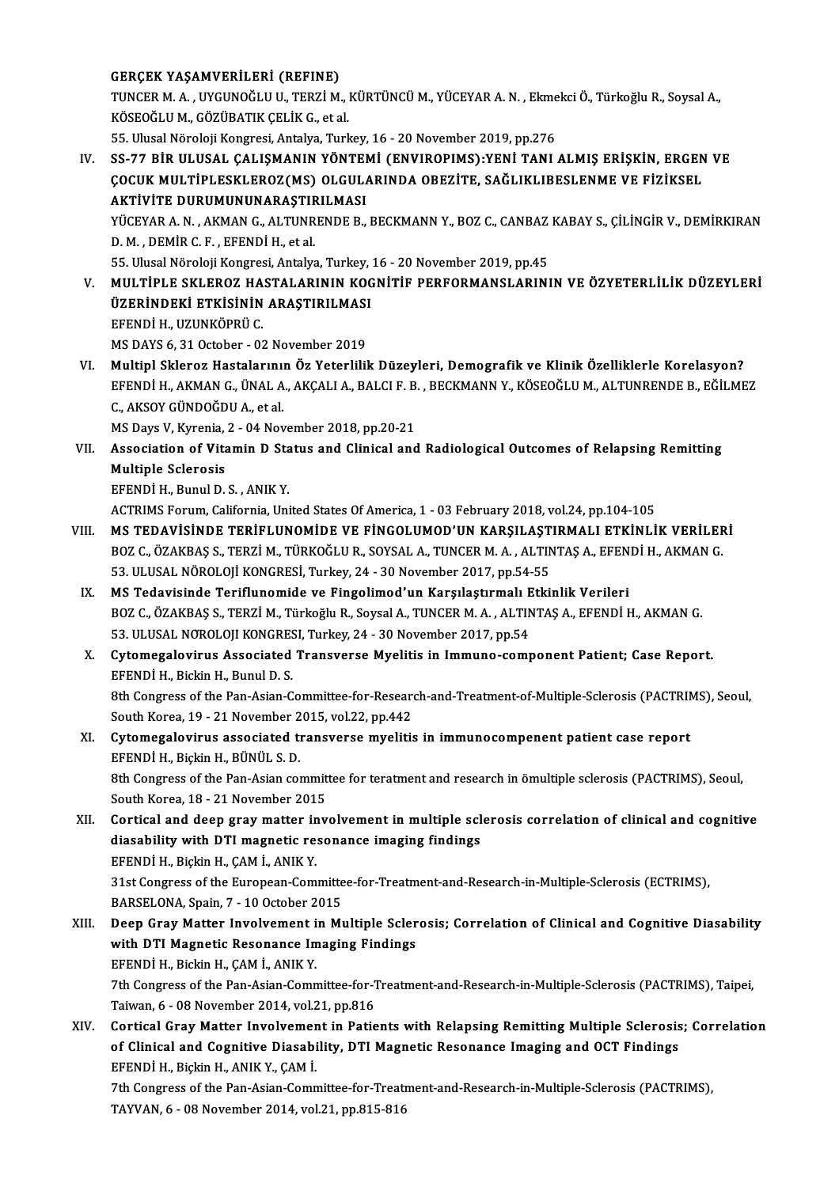**GERÇEK YAŞAMVERİLERİ (REFINE)**
TUNCER M. A. , UYGUNOĞLU U., TERZİ M., KÜRTÜNCÜ M., YÜCEYAR A. N. , Ekmekci Ö., Türkoğlu R., Soysal A., KÖSEOĞLU M., GÖZÜBATIK ÇELİK G., et al.
55. Ulusal Nöroloji Kongresi, Antalya, Turkey, 16 - 20 November 2019, pp.276

IV. **SS-77 BİR ULUSAL ÇALIŞMANIN YÖNTEMİ (ENVIROPIMS):YENİ TANI ALMIŞ ERİŞKİN, ERGEN VE ÇOCUK MULTİPLESKLEROZ(MS) OLGULARINDA OBEZİTE, SAĞLIKLIBESLENME VE FİZİKSEL AKTİVİTE DURUMUNUNARAŞTIRILMASI**
YÜCEYAR A. N. , AKMAN G., ALTUNRENDE B., BECKMANN Y., BOZ C., CANBAZ KABAY S., ÇİLİNGİR V., DEMİRKIRAN D. M. , DEMİR C. F. , EFENDİ H., et al.
55. Ulusal Nöroloji Kongresi, Antalya, Turkey, 16 - 20 November 2019, pp.45

V. **MULTİPLE SKLEROZ HASTALARININ KOGNİTİF PERFORMANSLARININ VE ÖZYETERLİLİK DÜZEYLERİ ÜZERİNDEKİ ETKİSİNİN ARAŞTIRILMASI**
EFENDİ H., UZUNKÖPRÜ C.
MS DAYS 6, 31 October - 02 November 2019

VI. **Multipl Skleroz Hastalarının Öz Yeterlilik Düzeyleri, Demografik ve Klinik Özelliklerle Korelasyon?**
EFENDİ H., AKMAN G., ÜNAL A., AKÇALI A., BALCI F. B. , BECKMANN Y., KÖSEOĞLU M., ALTUNRENDE B., EĞİLMEZ C., AKSOY GÜNDOĞDU A., et al.
MS Days V, Kyrenia, 2 - 04 November 2018, pp.20-21

VII. **Association of Vitamin D Status and Clinical and Radiological Outcomes of Relapsing Remitting Multiple Sclerosis**
EFENDİ H., Bunul D. S. , ANIK Y.
ACTRIMS Forum, California, United States Of America, 1 - 03 February 2018, vol.24, pp.104-105

VIII. **MS TEDAVİSİNDE TERİFLUNOMİDE VE FİNGOLUMOD'UN KARŞILAŞTIRMALI ETKİNLİK VERİLERİ**
BOZ C., ÖZAKBAŞ S., TERZİ M., TÜRKOĞLU R., SOYSAL A., TUNCER M. A. , ALTINTAŞ A., EFENDİ H., AKMAN G.
53. ULUSAL NÖROLOJİ KONGRESİ, Turkey, 24 - 30 November 2017, pp.54-55

IX. **MS Tedavisinde Teriflunomide ve Fingolimod'un Karşılaştırmalı Etkinlik Verileri**
BOZ C., ÖZAKBAŞ S., TERZİ M., Türkoğlu R., Soysal A., TUNCER M. A. , ALTINTAŞ A., EFENDİ H., AKMAN G.
53. ULUSAL NOROLOJI KONGRESI, Turkey, 24 - 30 November 2017, pp.54

X. **Cytomegalovirus Associated Transverse Myelitis in Immuno-component Patient; Case Report.**
EFENDİ H., Bickin H., Bunul D. S.
8th Congress of the Pan-Asian-Committee-for-Research-and-Treatment-of-Multiple-Sclerosis (PACTRIMS), Seoul, South Korea, 19 - 21 November 2015, vol.22, pp.442

XI. **Cytomegalovirus associated transverse myelitis in immunocompenent patient case report**
EFENDİ H., Biçkin H., BÜNÜL S. D.
8th Congress of the Pan-Asian committee for teratment and research in ömultiple sclerosis (PACTRIMS), Seoul, South Korea, 18 - 21 November 2015

XII. **Cortical and deep gray matter involvement in multiple sclerosis correlation of clinical and cognitive diasability with DTI magnetic resonance imaging findings**
EFENDİ H., Biçkin H., ÇAM İ., ANIK Y.
31st Congress of the European-Committee-for-Treatment-and-Research-in-Multiple-Sclerosis (ECTRIMS), BARSELONA, Spain, 7 - 10 October 2015

XIII. **Deep Gray Matter Involvement in Multiple Sclerosis; Correlation of Clinical and Cognitive Diasability with DTI Magnetic Resonance Imaging Findings**
EFENDİ H., Bickin H., ÇAM İ., ANIK Y.
7th Congress of the Pan-Asian-Committee-for-Treatment-and-Research-in-Multiple-Sclerosis (PACTRIMS), Taipei, Taiwan, 6 - 08 November 2014, vol.21, pp.816

XIV. **Cortical Gray Matter Involvement in Patients with Relapsing Remitting Multiple Sclerosis; Correlation of Clinical and Cognitive Diasability, DTI Magnetic Resonance Imaging and OCT Findings**
EFENDİ H., Biçkin H., ANIK Y., ÇAM İ.
7th Congress of the Pan-Asian-Committee-for-Treatment-and-Research-in-Multiple-Sclerosis (PACTRIMS), TAYVAN, 6 - 08 November 2014, vol.21, pp.815-816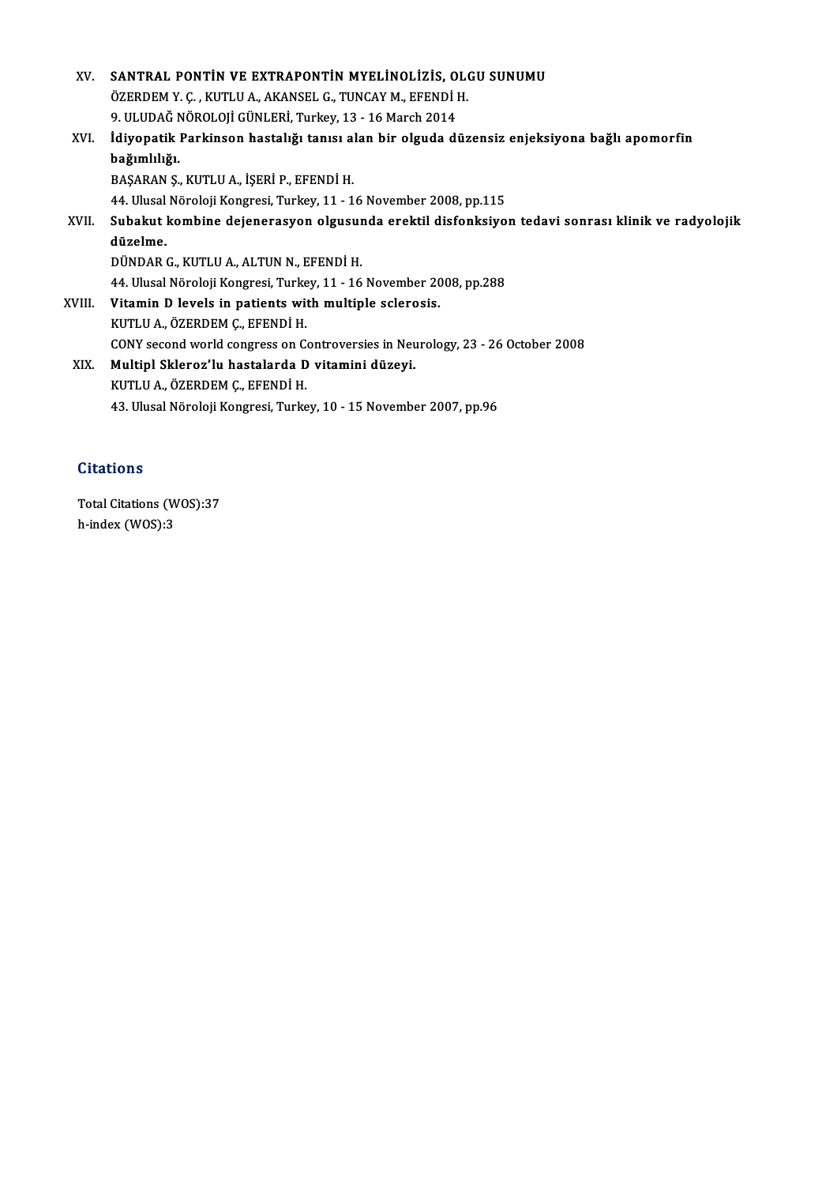XV. **SANTRAL PONTİN VE EXTRAPONTİN MYELİNOLİZİS, OLGU SUNUMU**
ÖZERDEM Y. Ç. , KUTLU A., AKANSEL G., TUNCAY M., EFENDİ H.
9. ULUDAĞ NÖROLOJİ GÜNLERİ, Turkey, 13 - 16 March 2014

XVI. **İdiyopatik Parkinson hastalığı tanısı alan bir olguda düzensiz enjeksiyona bağlı apomorfin bağımlılığı.**
BAŞARAN Ş., KUTLU A., İŞERİ P., EFENDİ H.
44. Ulusal Nöroloji Kongresi, Turkey, 11 - 16 November 2008, pp.115

XVII. **Subakut kombine dejenerasyon olgusunda erektil disfonksiyon tedavi sonrası klinik ve radyolojik düzelme.**
DÜNDAR G., KUTLU A., ALTUN N., EFENDİ H.
44. Ulusal Nöroloji Kongresi, Turkey, 11 - 16 November 2008, pp.288

XVIII. **Vitamin D levels in patients with multiple sclerosis.**
KUTLU A., ÖZERDEM Ç., EFENDİ H.
CONY second world congress on Controversies in Neurology, 23 - 26 October 2008

XIX. **Multipl Skleroz'lu hastalarda D vitamini düzeyi.**
KUTLU A., ÖZERDEM Ç., EFENDİ H.
43. Ulusal Nöroloji Kongresi, Turkey, 10 - 15 November 2007, pp.96

## Citations

Total Citations (WOS):37
h-index (WOS):3